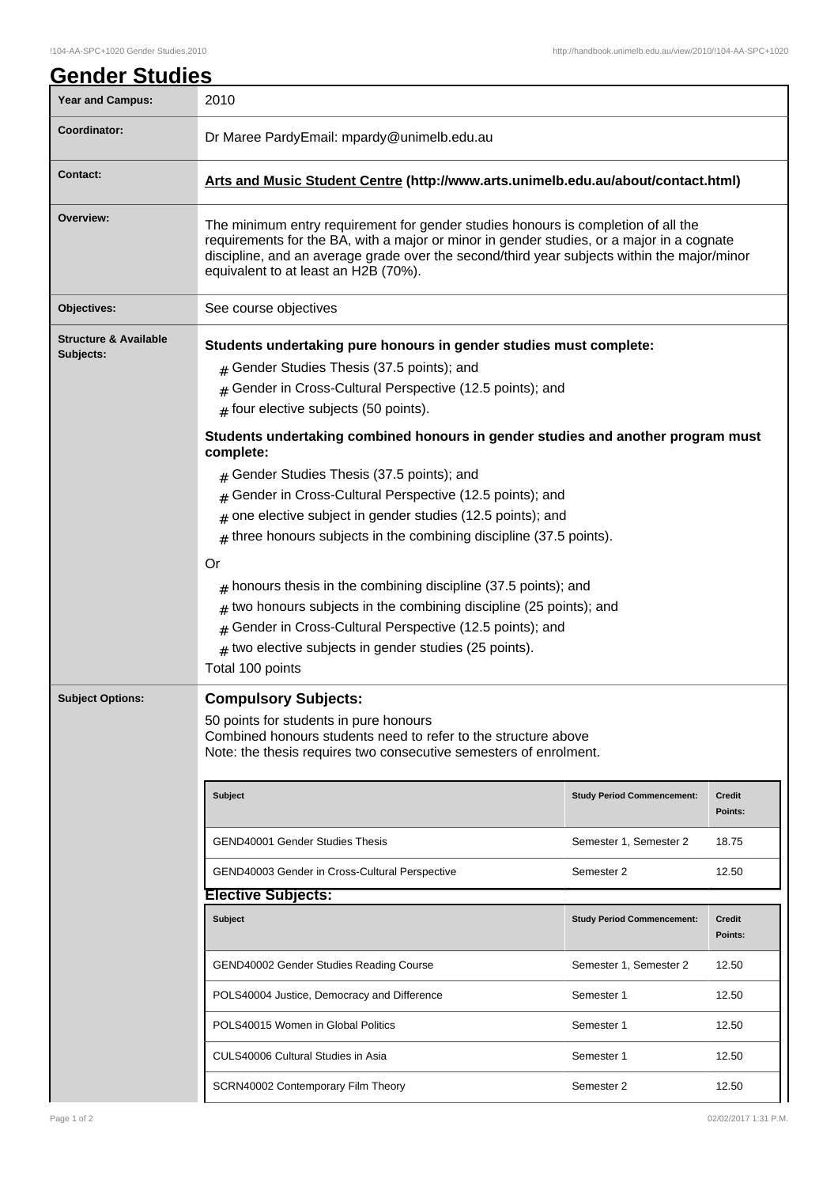# Gender Studies

| | |
|---|---|
| **Year and Campus:** | 2010 |
| **Coordinator:** | Dr Maree PardyEmail: mpardy@unimelb.edu.au |
| **Contact:** | **Arts and Music Student Centre (http://www.arts.unimelb.edu.au/about/contact.html)** |
| **Overview:** | The minimum entry requirement for gender studies honours is completion of all the requirements for the BA, with a major or minor in gender studies, or a major in a cognate discipline, and an average grade over the second/third year subjects within the major/minor equivalent to at least an H2B (70%). |
| **Objectives:** | See course objectives |

**Structure & Available Subjects:**

**Students undertaking pure honours in gender studies must complete:**

- Gender Studies Thesis (37.5 points); and
- Gender in Cross-Cultural Perspective (12.5 points); and
- four elective subjects (50 points).

**Students undertaking combined honours in gender studies and another program must complete:**

- Gender Studies Thesis (37.5 points); and
- Gender in Cross-Cultural Perspective (12.5 points); and
- one elective subject in gender studies (12.5 points); and
- three honours subjects in the combining discipline (37.5 points).

Or

- honours thesis in the combining discipline (37.5 points); and
- two honours subjects in the combining discipline (25 points); and
- Gender in Cross-Cultural Perspective (12.5 points); and
- two elective subjects in gender studies (25 points).

Total 100 points

**Subject Options:**

## Compulsory Subjects:

50 points for students in pure honours
Combined honours students need to refer to the structure above
Note: the thesis requires two consecutive semesters of enrolment.

| Subject | Study Period Commencement: | Credit Points: |
|---|---|---|
| GEND40001 Gender Studies Thesis | Semester 1, Semester 2 | 18.75 |
| GEND40003 Gender in Cross-Cultural Perspective | Semester 2 | 12.50 |

## Elective Subjects:

| Subject | Study Period Commencement: | Credit Points: |
|---|---|---|
| GEND40002 Gender Studies Reading Course | Semester 1, Semester 2 | 12.50 |
| POLS40004 Justice, Democracy and Difference | Semester 1 | 12.50 |
| POLS40015 Women in Global Politics | Semester 1 | 12.50 |
| CULS40006 Cultural Studies in Asia | Semester 1 | 12.50 |
| SCRN40002 Contemporary Film Theory | Semester 2 | 12.50 |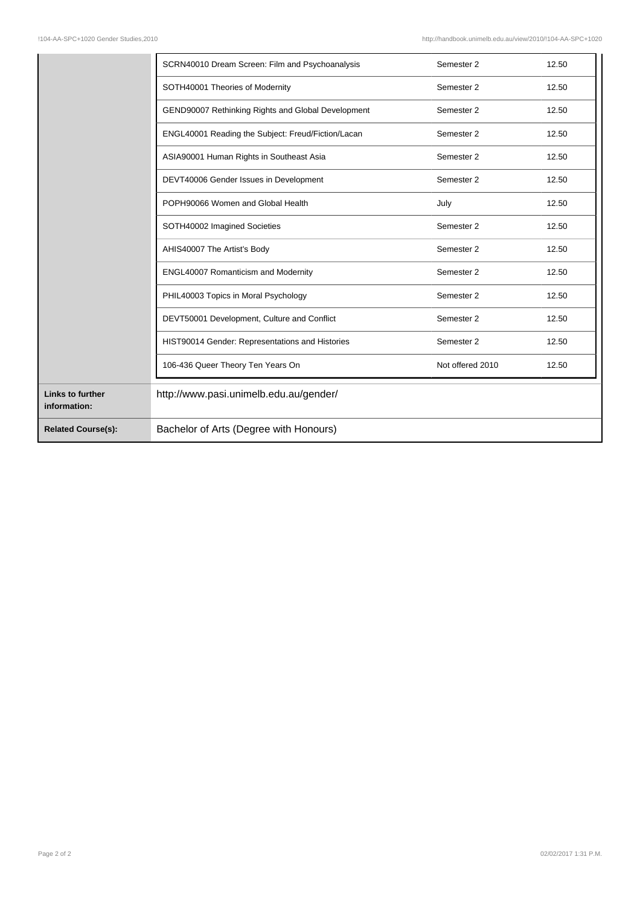| | | | |
|---|---|---|---|
| | SCRN40010 Dream Screen: Film and Psychoanalysis | Semester 2 | 12.50 |
| | SOTH40001 Theories of Modernity | Semester 2 | 12.50 |
| | GEND90007 Rethinking Rights and Global Development | Semester 2 | 12.50 |
| | ENGL40001 Reading the Subject: Freud/Fiction/Lacan | Semester 2 | 12.50 |
| | ASIA90001 Human Rights in Southeast Asia | Semester 2 | 12.50 |
| | DEVT40006 Gender Issues in Development | Semester 2 | 12.50 |
| | POPH90066 Women and Global Health | July | 12.50 |
| | SOTH40002 Imagined Societies | Semester 2 | 12.50 |
| | AHIS40007 The Artist's Body | Semester 2 | 12.50 |
| | ENGL40007 Romanticism and Modernity | Semester 2 | 12.50 |
| | PHIL40003 Topics in Moral Psychology | Semester 2 | 12.50 |
| | DEVT50001 Development, Culture and Conflict | Semester 2 | 12.50 |
| | HIST90014 Gender: Representations and Histories | Semester 2 | 12.50 |
| | 106-436 Queer Theory Ten Years On | Not offered 2010 | 12.50 |
| **Links to further information:** | http://www.pasi.unimelb.edu.au/gender/ | | |
| **Related Course(s):** | Bachelor of Arts (Degree with Honours) | | |